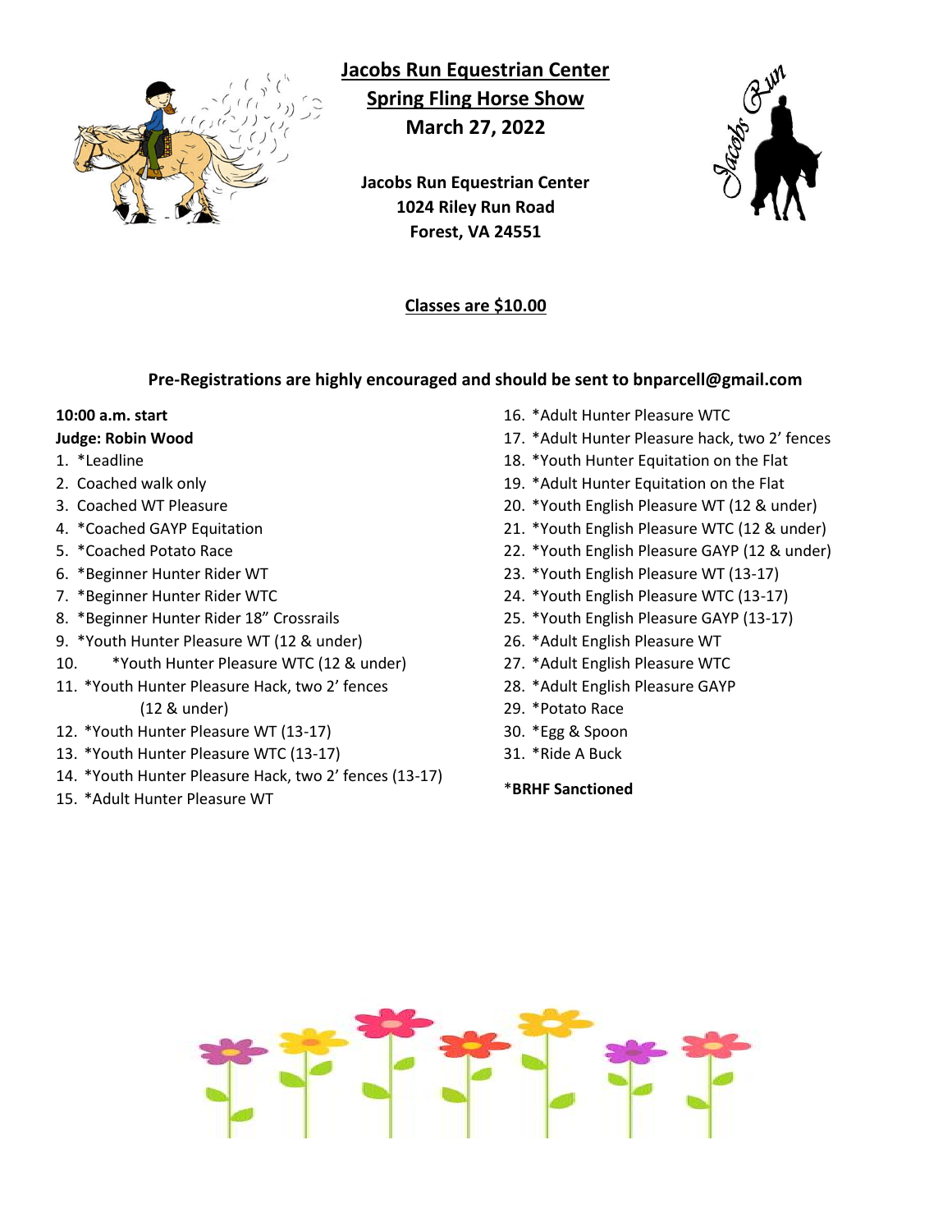# Jacobs Run Equestrian Center

## Spring Fling Horse Show

**March 27, 2022**

**Jacobs Run Equestrian Center**
**1024 Riley Run Road**
**Forest, VA 24551**

**Classes are $10.00**

**Pre-Registrations are highly encouraged and should be sent to bnparcell@gmail.com**

**10:00 a.m. start**
**Judge: Robin Wood**

1. *Leadline
2. Coached walk only
3. Coached WT Pleasure
4. *Coached GAYP Equitation
5. *Coached Potato Race
6. *Beginner Hunter Rider WT
7. *Beginner Hunter Rider WTC
8. *Beginner Hunter Rider 18” Crossrails
9. *Youth Hunter Pleasure WT (12 & under)
10. *Youth Hunter Pleasure WTC (12 & under)
11. *Youth Hunter Pleasure Hack, two 2’ fences (12 & under)
12. *Youth Hunter Pleasure WT (13-17)
13. *Youth Hunter Pleasure WTC (13-17)
14. *Youth Hunter Pleasure Hack, two 2’ fences (13-17)
15. *Adult Hunter Pleasure WT
16. *Adult Hunter Pleasure WTC
17. *Adult Hunter Pleasure hack, two 2’ fences
18. *Youth Hunter Equitation on the Flat
19. *Adult Hunter Equitation on the Flat
20. *Youth English Pleasure WT (12 & under)
21. *Youth English Pleasure WTC (12 & under)
22. *Youth English Pleasure GAYP (12 & under)
23. *Youth English Pleasure WT (13-17)
24. *Youth English Pleasure WTC (13-17)
25. *Youth English Pleasure GAYP (13-17)
26. *Adult English Pleasure WT
27. *Adult English Pleasure WTC
28. *Adult English Pleasure GAYP
29. *Potato Race
30. *Egg & Spoon
31. *Ride A Buck

***BRHF Sanctioned**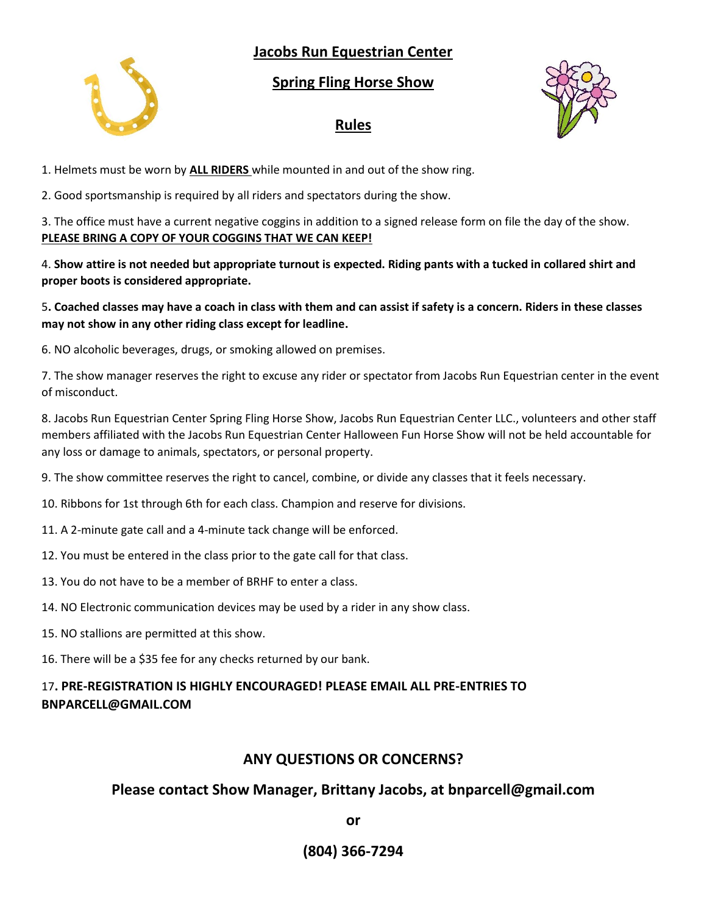# Jacobs Run Equestrian Center

## Spring Fling Horse Show

## Rules

1. Helmets must be worn by **ALL RIDERS** while mounted in and out of the show ring.

2. Good sportsmanship is required by all riders and spectators during the show.

3. The office must have a current negative coggins in addition to a signed release form on file the day of the show. **PLEASE BRING A COPY OF YOUR COGGINS THAT WE CAN KEEP!**

4. **Show attire is not needed but appropriate turnout is expected. Riding pants with a tucked in collared shirt and proper boots is considered appropriate.**

5**. Coached classes may have a coach in class with them and can assist if safety is a concern. Riders in these classes may not show in any other riding class except for leadline.**

6. NO alcoholic beverages, drugs, or smoking allowed on premises.

7. The show manager reserves the right to excuse any rider or spectator from Jacobs Run Equestrian center in the event of misconduct.

8. Jacobs Run Equestrian Center Spring Fling Horse Show, Jacobs Run Equestrian Center LLC., volunteers and other staff members affiliated with the Jacobs Run Equestrian Center Halloween Fun Horse Show will not be held accountable for any loss or damage to animals, spectators, or personal property.

9. The show committee reserves the right to cancel, combine, or divide any classes that it feels necessary.

10. Ribbons for 1st through 6th for each class. Champion and reserve for divisions.

11. A 2-minute gate call and a 4-minute tack change will be enforced.

12. You must be entered in the class prior to the gate call for that class.

13. You do not have to be a member of BRHF to enter a class.

14. NO Electronic communication devices may be used by a rider in any show class.

15. NO stallions are permitted at this show.

16. There will be a $35 fee for any checks returned by our bank.

17**. PRE-REGISTRATION IS HIGHLY ENCOURAGED! PLEASE EMAIL ALL PRE-ENTRIES TO BNPARCELL@GMAIL.COM**

**ANY QUESTIONS OR CONCERNS?**

**Please contact Show Manager, Brittany Jacobs, at bnparcell@gmail.com**

**or**

**(804) 366-7294**